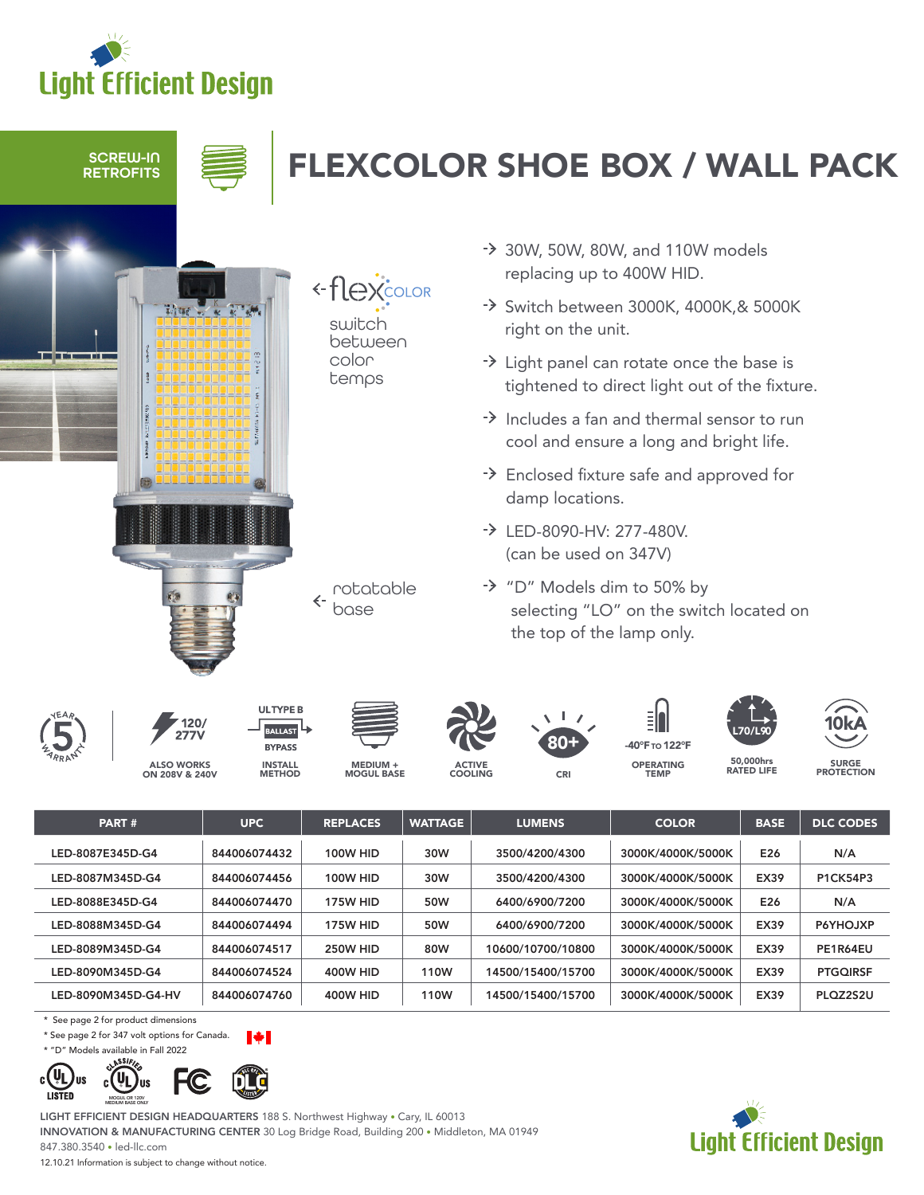# Light Efficient Design

**SCREW-IN RETROFITS**

# FLEXCOLOR SHOE BOX / WALL PACK

flex COLOR — switch between color temps

rotatable base

- 30W, 50W, 80W, and 110W models replacing up to 400W HID.
- Switch between 3000K, 4000K,& 5000K right on the unit.
- Light panel can rotate once the base is tightened to direct light out of the fixture.
- Includes a fan and thermal sensor to run cool and ensure a long and bright life.
- Enclosed fixture safe and approved for damp locations.
- LED-8090-HV: 277-480V. (can be used on 347V)
- "D" Models dim to 50% by selecting "LO" on the switch located on the top of the lamp only.

5 YEAR WARRANTY | 120/277V ALSO WORKS ON 208V & 240V | UL TYPE B BALLAST BYPASS INSTALL METHOD | MEDIUM + MOGUL BASE | ACTIVE COOLING | 80+ CRI | -40°F TO 122°F OPERATING TEMP | L70/L90 50,000hrs RATED LIFE | 10kA SURGE PROTECTION

| PART # | UPC | REPLACES | WATTAGE | LUMENS | COLOR | BASE | DLC CODES |
|---|---|---|---|---|---|---|---|
| LED-8087E345D-G4 | 844006074432 | 100W HID | 30W | 3500/4200/4300 | 3000K/4000K/5000K | E26 | N/A |
| LED-8087M345D-G4 | 844006074456 | 100W HID | 30W | 3500/4200/4300 | 3000K/4000K/5000K | EX39 | P1CK54P3 |
| LED-8088E345D-G4 | 844006074470 | 175W HID | 50W | 6400/6900/7200 | 3000K/4000K/5000K | E26 | N/A |
| LED-8088M345D-G4 | 844006074494 | 175W HID | 50W | 6400/6900/7200 | 3000K/4000K/5000K | EX39 | P6YHOJXP |
| LED-8089M345D-G4 | 844006074517 | 250W HID | 80W | 10600/10700/10800 | 3000K/4000K/5000K | EX39 | PE1R64EU |
| LED-8090M345D-G4 | 844006074524 | 400W HID | 110W | 14500/15400/15700 | 3000K/4000K/5000K | EX39 | PTGQIRSF |
| LED-8090M345D-G4-HV | 844006074760 | 400W HID | 110W | 14500/15400/15700 | 3000K/4000K/5000K | EX39 | PLQZ2S2U |

\* See page 2 for product dimensions
\* See page 2 for 347 volt options for Canada.
\* "D" Models available in Fall 2022

c UL us LISTED | c UL us CLASSIFIED (MOGUL OR 120V MEDIUM BASE ONLY) | FC | DLC LISTED

**LIGHT EFFICIENT DESIGN HEADQUARTERS** 188 S. Northwest Highway • Cary, IL 60013
**INNOVATION & MANUFACTURING CENTER** 30 Log Bridge Road, Building 200 • Middleton, MA 01949
847.380.3540 • led-llc.com
12.10.21 Information is subject to change without notice.

Light Efficient Design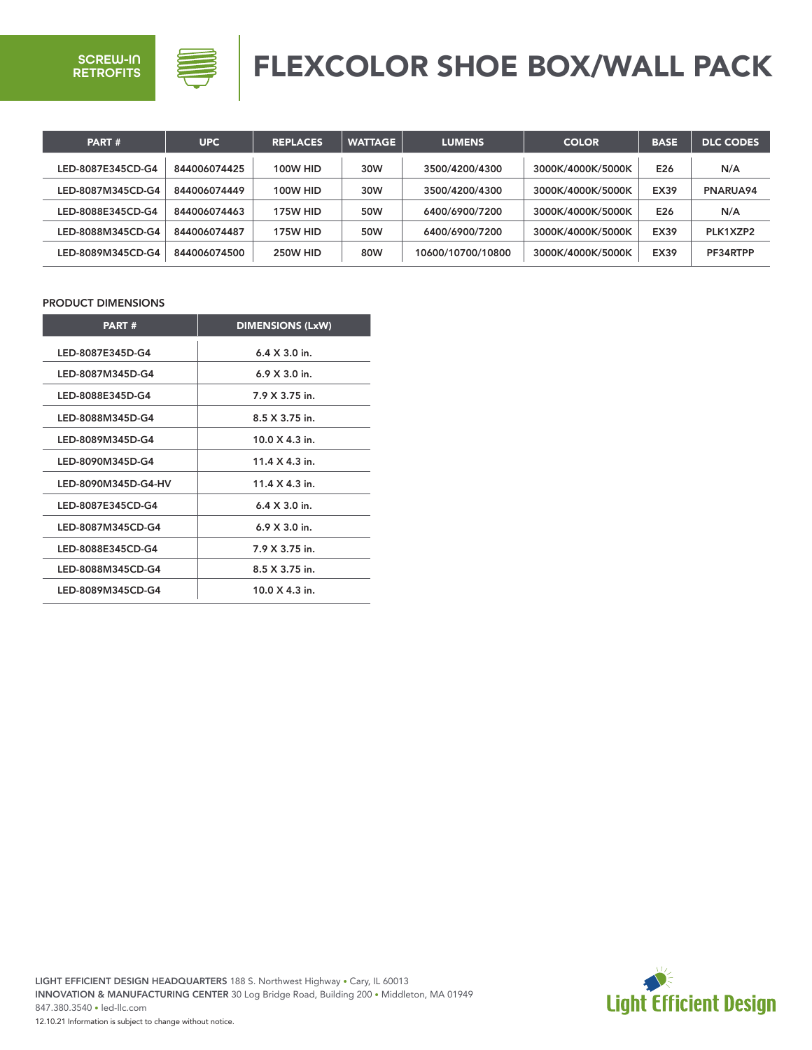SCREW-IN RETROFITS

# FLEXCOLOR SHOE BOX/WALL PACK

| PART # | UPC | REPLACES | WATTAGE | LUMENS | COLOR | BASE | DLC CODES |
|---|---|---|---|---|---|---|---|
| LED-8087E345CD-G4 | 844006074425 | 100W HID | 30W | 3500/4200/4300 | 3000K/4000K/5000K | E26 | N/A |
| LED-8087M345CD-G4 | 844006074449 | 100W HID | 30W | 3500/4200/4300 | 3000K/4000K/5000K | EX39 | PNARUA94 |
| LED-8088E345CD-G4 | 844006074463 | 175W HID | 50W | 6400/6900/7200 | 3000K/4000K/5000K | E26 | N/A |
| LED-8088M345CD-G4 | 844006074487 | 175W HID | 50W | 6400/6900/7200 | 3000K/4000K/5000K | EX39 | PLK1XZP2 |
| LED-8089M345CD-G4 | 844006074500 | 250W HID | 80W | 10600/10700/10800 | 3000K/4000K/5000K | EX39 | PF34RTPP |

PRODUCT DIMENSIONS

| PART # | DIMENSIONS (LxW) |
|---|---|
| LED-8087E345D-G4 | 6.4 X 3.0 in. |
| LED-8087M345D-G4 | 6.9 X 3.0 in. |
| LED-8088E345D-G4 | 7.9 X 3.75 in. |
| LED-8088M345D-G4 | 8.5 X 3.75 in. |
| LED-8089M345D-G4 | 10.0 X 4.3 in. |
| LED-8090M345D-G4 | 11.4 X 4.3 in. |
| LED-8090M345D-G4-HV | 11.4 X 4.3 in. |
| LED-8087E345CD-G4 | 6.4 X 3.0 in. |
| LED-8087M345CD-G4 | 6.9 X 3.0 in. |
| LED-8088E345CD-G4 | 7.9 X 3.75 in. |
| LED-8088M345CD-G4 | 8.5 X 3.75 in. |
| LED-8089M345CD-G4 | 10.0 X 4.3 in. |

**LIGHT EFFICIENT DESIGN HEADQUARTERS** 188 S. Northwest Highway • Cary, IL 60013
**INNOVATION & MANUFACTURING CENTER** 30 Log Bridge Road, Building 200 • Middleton, MA 01949
847.380.3540 • led-llc.com
12.10.21 Information is subject to change without notice.

Light Efficient Design